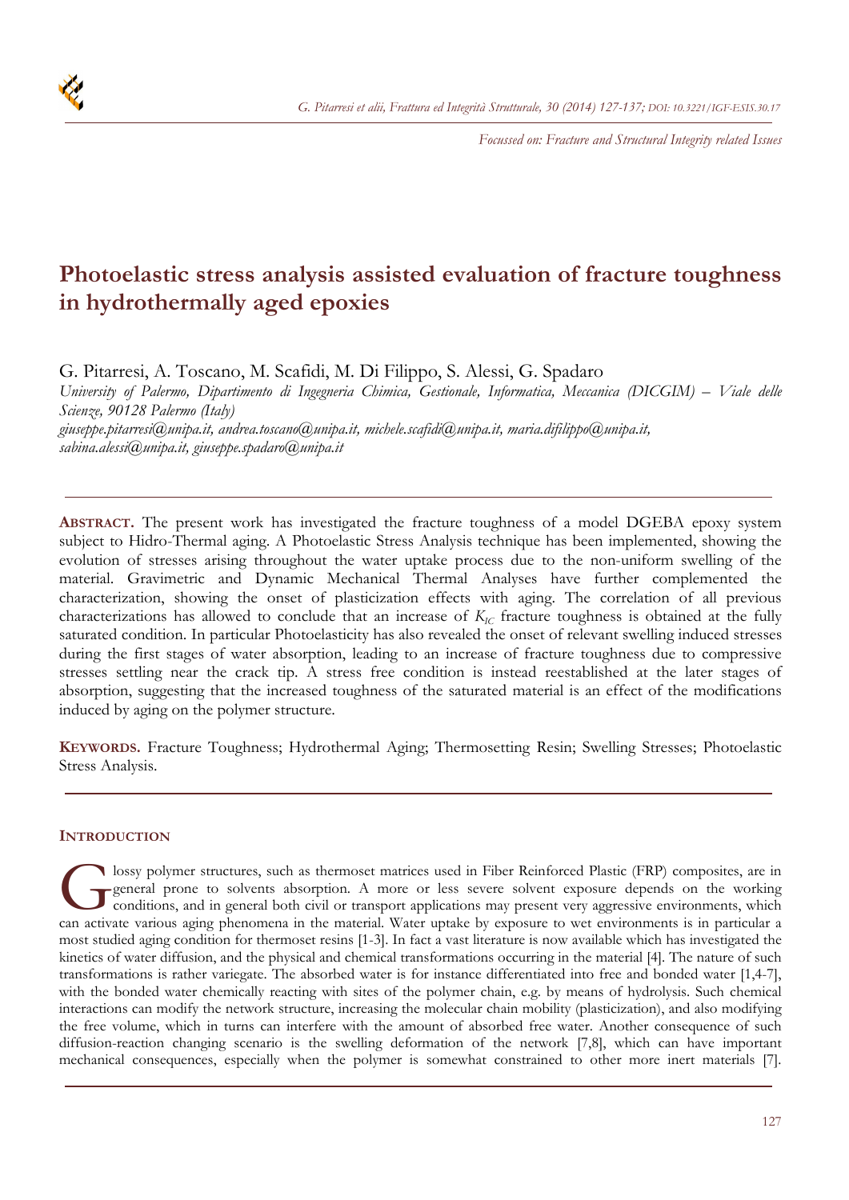*Focussed on: Fracture and Structural Integrity related Issues*

# Photoelastic stress analysis assisted evaluation of fracture toughness in hydrothermally aged epoxies

G. Pitarresi, A. Toscano, M. Scafidi, M. Di Filippo, S. Alessi, G. Spadaro

*University of Palermo, Dipartimento di Ingegneria Chimica, Gestionale, Informatica, Meccanica (DICGIM) – Viale delle Scienze, 90128 Palermo (Italy)*

*giuseppe.pitarresi@unipa.it, andrea.toscano@unipa.it, michele.scafidi@unipa.it, maria.difilippo@unipa.it, sabina.alessi@unipa.it, giuseppe.spadaro@unipa.it*

---

**ABSTRACT.** The present work has investigated the fracture toughness of a model DGEBA epoxy system subject to Hidro-Thermal aging. A Photoelastic Stress Analysis technique has been implemented, showing the evolution of stresses arising throughout the water uptake process due to the non-uniform swelling of the material. Gravimetric and Dynamic Mechanical Thermal Analyses have further complemented the characterization, showing the onset of plasticization effects with aging. The correlation of all previous characterizations has allowed to conclude that an increase of $K_{IC}$ fracture toughness is obtained at the fully saturated condition. In particular Photoelasticity has also revealed the onset of relevant swelling induced stresses during the first stages of water absorption, leading to an increase of fracture toughness due to compressive stresses settling near the crack tip. A stress free condition is instead reestablished at the later stages of absorption, suggesting that the increased toughness of the saturated material is an effect of the modifications induced by aging on the polymer structure.

**KEYWORDS.** Fracture Toughness; Hydrothermal Aging; Thermosetting Resin; Swelling Stresses; Photoelastic Stress Analysis.

---

## INTRODUCTION

Glossy polymer structures, such as thermoset matrices used in Fiber Reinforced Plastic (FRP) composites, are in general prone to solvents absorption. A more or less severe solvent exposure depends on the working conditions, and in general both civil or transport applications may present very aggressive environments, which can activate various aging phenomena in the material. Water uptake by exposure to wet environments is in particular a most studied aging condition for thermoset resins [1-3]. In fact a vast literature is now available which has investigated the kinetics of water diffusion, and the physical and chemical transformations occurring in the material [4]. The nature of such transformations is rather variegate. The absorbed water is for instance differentiated into free and bonded water [1,4-7], with the bonded water chemically reacting with sites of the polymer chain, e.g. by means of hydrolysis. Such chemical interactions can modify the network structure, increasing the molecular chain mobility (plasticization), and also modifying the free volume, which in turns can interfere with the amount of absorbed free water. Another consequence of such diffusion-reaction changing scenario is the swelling deformation of the network [7,8], which can have important mechanical consequences, especially when the polymer is somewhat constrained to other more inert materials [7].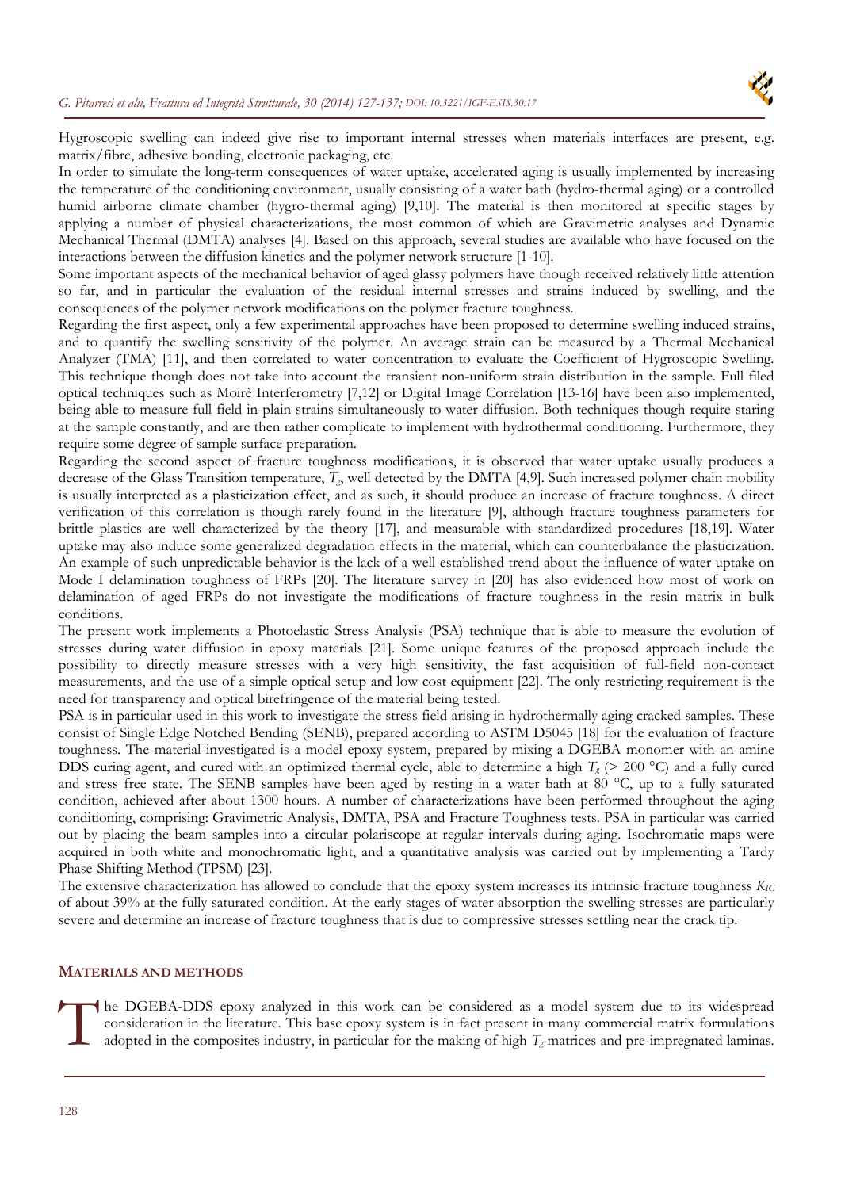Hygroscopic swelling can indeed give rise to important internal stresses when materials interfaces are present, e.g. matrix/fibre, adhesive bonding, electronic packaging, etc.

In order to simulate the long-term consequences of water uptake, accelerated aging is usually implemented by increasing the temperature of the conditioning environment, usually consisting of a water bath (hydro-thermal aging) or a controlled humid airborne climate chamber (hygro-thermal aging) [9,10]. The material is then monitored at specific stages by applying a number of physical characterizations, the most common of which are Gravimetric analyses and Dynamic Mechanical Thermal (DMTA) analyses [4]. Based on this approach, several studies are available who have focused on the interactions between the diffusion kinetics and the polymer network structure [1-10].

Some important aspects of the mechanical behavior of aged glassy polymers have though received relatively little attention so far, and in particular the evaluation of the residual internal stresses and strains induced by swelling, and the consequences of the polymer network modifications on the polymer fracture toughness.

Regarding the first aspect, only a few experimental approaches have been proposed to determine swelling induced strains, and to quantify the swelling sensitivity of the polymer. An average strain can be measured by a Thermal Mechanical Analyzer (TMA) [11], and then correlated to water concentration to evaluate the Coefficient of Hygroscopic Swelling. This technique though does not take into account the transient non-uniform strain distribution in the sample. Full filed optical techniques such as Moirè Interferometry [7,12] or Digital Image Correlation [13-16] have been also implemented, being able to measure full field in-plain strains simultaneously to water diffusion. Both techniques though require staring at the sample constantly, and are then rather complicate to implement with hydrothermal conditioning. Furthermore, they require some degree of sample surface preparation.

Regarding the second aspect of fracture toughness modifications, it is observed that water uptake usually produces a decrease of the Glass Transition temperature, $T_g$, well detected by the DMTA [4,9]. Such increased polymer chain mobility is usually interpreted as a plasticization effect, and as such, it should produce an increase of fracture toughness. A direct verification of this correlation is though rarely found in the literature [9], although fracture toughness parameters for brittle plastics are well characterized by the theory [17], and measurable with standardized procedures [18,19]. Water uptake may also induce some generalized degradation effects in the material, which can counterbalance the plasticization. An example of such unpredictable behavior is the lack of a well established trend about the influence of water uptake on Mode I delamination toughness of FRPs [20]. The literature survey in [20] has also evidenced how most of work on delamination of aged FRPs do not investigate the modifications of fracture toughness in the resin matrix in bulk conditions.

The present work implements a Photoelastic Stress Analysis (PSA) technique that is able to measure the evolution of stresses during water diffusion in epoxy materials [21]. Some unique features of the proposed approach include the possibility to directly measure stresses with a very high sensitivity, the fast acquisition of full-field non-contact measurements, and the use of a simple optical setup and low cost equipment [22]. The only restricting requirement is the need for transparency and optical birefringence of the material being tested.

PSA is in particular used in this work to investigate the stress field arising in hydrothermally aging cracked samples. These consist of Single Edge Notched Bending (SENB), prepared according to ASTM D5045 [18] for the evaluation of fracture toughness. The material investigated is a model epoxy system, prepared by mixing a DGEBA monomer with an amine DDS curing agent, and cured with an optimized thermal cycle, able to determine a high $T_g$ (> 200 °C) and a fully cured and stress free state. The SENB samples have been aged by resting in a water bath at 80 °C, up to a fully saturated condition, achieved after about 1300 hours. A number of characterizations have been performed throughout the aging conditioning, comprising: Gravimetric Analysis, DMTA, PSA and Fracture Toughness tests. PSA in particular was carried out by placing the beam samples into a circular polariscope at regular intervals during aging. Isochromatic maps were acquired in both white and monochromatic light, and a quantitative analysis was carried out by implementing a Tardy Phase-Shifting Method (TPSM) [23].

The extensive characterization has allowed to conclude that the epoxy system increases its intrinsic fracture toughness $K_{IC}$ of about 39% at the fully saturated condition. At the early stages of water absorption the swelling stresses are particularly severe and determine an increase of fracture toughness that is due to compressive stresses settling near the crack tip.

## MATERIALS AND METHODS

The DGEBA-DDS epoxy analyzed in this work can be considered as a model system due to its widespread consideration in the literature. This base epoxy system is in fact present in many commercial matrix formulations adopted in the composites industry, in particular for the making of high $T_g$ matrices and pre-impregnated laminas.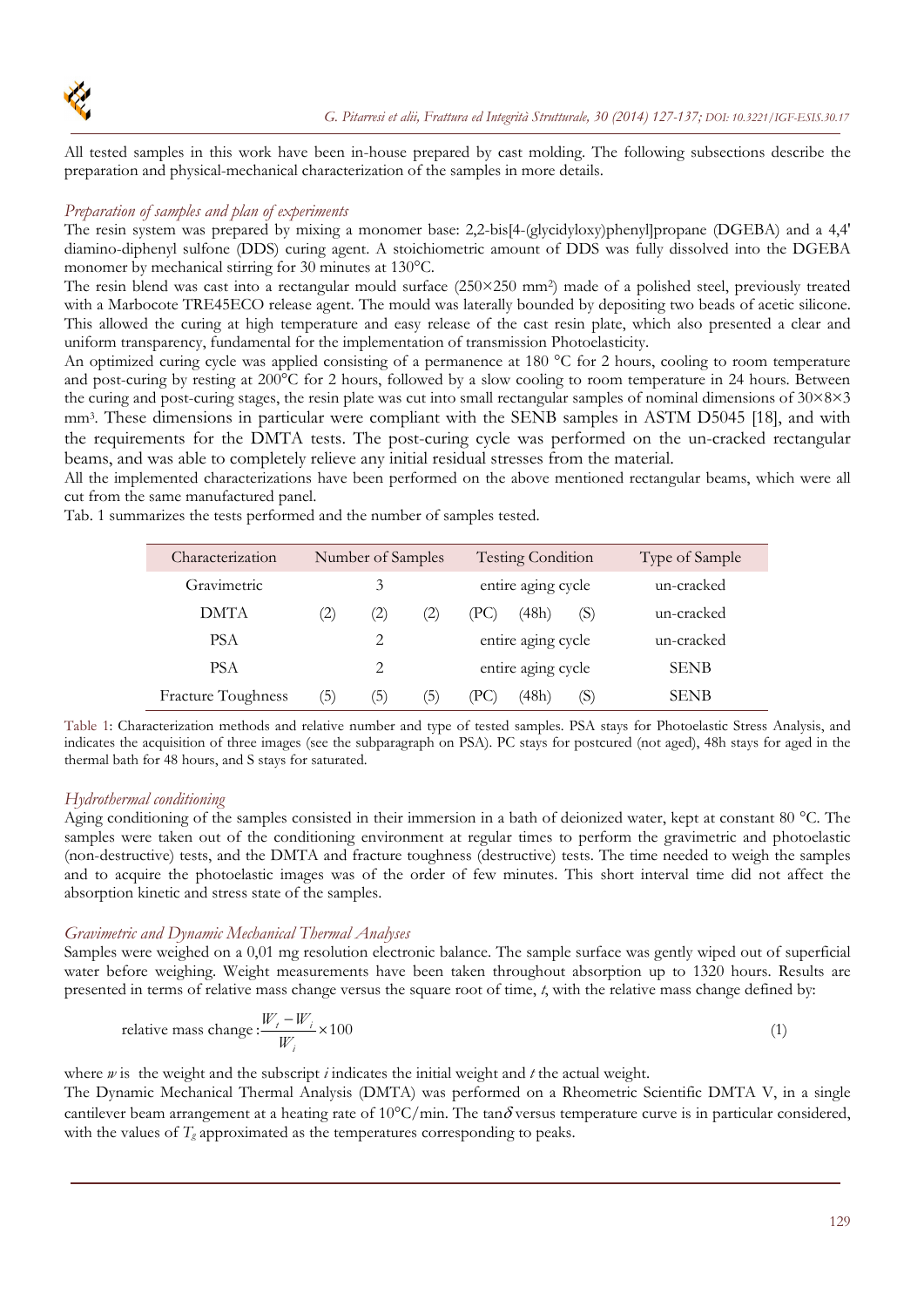All tested samples in this work have been in-house prepared by cast molding. The following subsections describe the preparation and physical-mechanical characterization of the samples in more details.

### *Preparation of samples and plan of experiments*

The resin system was prepared by mixing a monomer base: 2,2-bis[4-(glycidyloxy)phenyl]propane (DGEBA) and a 4,4' diamino-diphenyl sulfone (DDS) curing agent. A stoichiometric amount of DDS was fully dissolved into the DGEBA monomer by mechanical stirring for 30 minutes at 130°C.

The resin blend was cast into a rectangular mould surface (250×250 mm$^2$) made of a polished steel, previously treated with a Marbocote TRE45ECO release agent. The mould was laterally bounded by depositing two beads of acetic silicone. This allowed the curing at high temperature and easy release of the cast resin plate, which also presented a clear and uniform transparency, fundamental for the implementation of transmission Photoelasticity.

An optimized curing cycle was applied consisting of a permanence at 180 °C for 2 hours, cooling to room temperature and post-curing by resting at 200°C for 2 hours, followed by a slow cooling to room temperature in 24 hours. Between the curing and post-curing stages, the resin plate was cut into small rectangular samples of nominal dimensions of 30×8×3 mm$^3$. These dimensions in particular were compliant with the SENB samples in ASTM D5045 [18], and with the requirements for the DMTA tests. The post-curing cycle was performed on the un-cracked rectangular beams, and was able to completely relieve any initial residual stresses from the material.

All the implemented characterizations have been performed on the above mentioned rectangular beams, which were all cut from the same manufactured panel.

Tab. 1 summarizes the tests performed and the number of samples tested.

| Characterization | Number of Samples | | | Testing Condition | | | Type of Sample |
|---|---|---|---|---|---|---|---|
| Gravimetric | 3 | | | entire aging cycle | | | un-cracked |
| DMTA | (2) | (2) | (2) | (PC) | (48h) | (S) | un-cracked |
| PSA | 2 | | | entire aging cycle | | | un-cracked |
| PSA | 2 | | | entire aging cycle | | | SENB |
| Fracture Toughness | (5) | (5) | (5) | (PC) | (48h) | (S) | SENB |

Table 1: Characterization methods and relative number and type of tested samples. PSA stays for Photoelastic Stress Analysis, and indicates the acquisition of three images (see the subparagraph on PSA). PC stays for postcured (not aged), 48h stays for aged in the thermal bath for 48 hours, and S stays for saturated.

### *Hydrothermal conditioning*

Aging conditioning of the samples consisted in their immersion in a bath of deionized water, kept at constant 80 °C. The samples were taken out of the conditioning environment at regular times to perform the gravimetric and photoelastic (non-destructive) tests, and the DMTA and fracture toughness (destructive) tests. The time needed to weigh the samples and to acquire the photoelastic images was of the order of few minutes. This short interval time did not affect the absorption kinetic and stress state of the samples.

### *Gravimetric and Dynamic Mechanical Thermal Analyses*

Samples were weighed on a 0,01 mg resolution electronic balance. The sample surface was gently wiped out of superficial water before weighing. Weight measurements have been taken throughout absorption up to 1320 hours. Results are presented in terms of relative mass change versus the square root of time, $t$, with the relative mass change defined by:

$$\text{relative mass change} : \frac{W_t - W_i}{W_i} \times 100 \tag{1}$$

where $w$ is the weight and the subscript $i$ indicates the initial weight and $t$ the actual weight.

The Dynamic Mechanical Thermal Analysis (DMTA) was performed on a Rheometric Scientific DMTA V, in a single cantilever beam arrangement at a heating rate of 10°C/min. The tan$\delta$ versus temperature curve is in particular considered, with the values of $T_g$ approximated as the temperatures corresponding to peaks.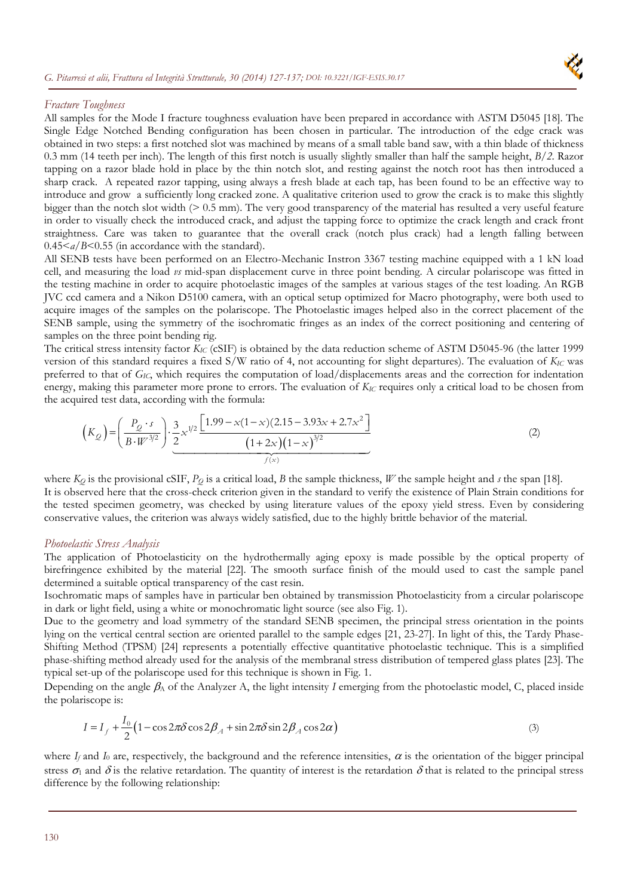### *Fracture Toughness*

All samples for the Mode I fracture toughness evaluation have been prepared in accordance with ASTM D5045 [18]. The Single Edge Notched Bending configuration has been chosen in particular. The introduction of the edge crack was obtained in two steps: a first notched slot was machined by means of a small table band saw, with a thin blade of thickness 0.3 mm (14 teeth per inch). The length of this first notch is usually slightly smaller than half the sample height, *B/2*. Razor tapping on a razor blade hold in place by the thin notch slot, and resting against the notch root has then introduced a sharp crack. A repeated razor tapping, using always a fresh blade at each tap, has been found to be an effective way to introduce and grow a sufficiently long cracked zone. A qualitative criterion used to grow the crack is to make this slightly bigger than the notch slot width (> 0.5 mm). The very good transparency of the material has resulted a very useful feature in order to visually check the introduced crack, and adjust the tapping force to optimize the crack length and crack front straightness. Care was taken to guarantee that the overall crack (notch plus crack) had a length falling between $0.45<a/B<0.55$ (in accordance with the standard).

All SENB tests have been performed on an Electro-Mechanic Instron 3367 testing machine equipped with a 1 kN load cell, and measuring the load *vs* mid-span displacement curve in three point bending. A circular polariscope was fitted in the testing machine in order to acquire photoelastic images of the samples at various stages of the test loading. An RGB JVC ccd camera and a Nikon D5100 camera, with an optical setup optimized for Macro photography, were both used to acquire images of the samples on the polariscope. The Photoelastic images helped also in the correct placement of the SENB sample, using the symmetry of the isochromatic fringes as an index of the correct positioning and centering of samples on the three point bending rig.

The critical stress intensity factor $K_{IC}$ (cSIF) is obtained by the data reduction scheme of ASTM D5045-96 (the latter 1999 version of this standard requires a fixed S/W ratio of 4, not accounting for slight departures). The evaluation of $K_{IC}$ was preferred to that of $G_{IC}$, which requires the computation of load/displacements areas and the correction for indentation energy, making this parameter more prone to errors. The evaluation of $K_{IC}$ requires only a critical load to be chosen from the acquired test data, according with the formula:

$$\left(K_Q\right)=\left(\frac{P_Q \cdot s}{B \cdot W^{3/2}}\right)\cdot\underbrace{\frac{3}{2}x^{1/2}\frac{\left[1.99-x(1-x)(2.15-3.93x+2.7x^2\right]}{\left(1+2x\right)\left(1-x\right)^{3/2}}}_{f(x)} \tag{2}$$

where $K_Q$ is the provisional cSIF, $P_Q$ is a critical load, *B* the sample thickness, *W* the sample height and *s* the span [18].

It is observed here that the cross-check criterion given in the standard to verify the existence of Plain Strain conditions for the tested specimen geometry, was checked by using literature values of the epoxy yield stress. Even by considering conservative values, the criterion was always widely satisfied, due to the highly brittle behavior of the material.

### *Photoelastic Stress Analysis*

The application of Photoelasticity on the hydrothermally aging epoxy is made possible by the optical property of birefringence exhibited by the material [22]. The smooth surface finish of the mould used to cast the sample panel determined a suitable optical transparency of the cast resin.

Isochromatic maps of samples have in particular ben obtained by transmission Photoelasticity from a circular polariscope in dark or light field, using a white or monochromatic light source (see also Fig. 1).

Due to the geometry and load symmetry of the standard SENB specimen, the principal stress orientation in the points lying on the vertical central section are oriented parallel to the sample edges [21, 23-27]. In light of this, the Tardy Phase-Shifting Method (TPSM) [24] represents a potentially effective quantitative photoelastic technique. This is a simplified phase-shifting method already used for the analysis of the membranal stress distribution of tempered glass plates [23]. The typical set-up of the polariscope used for this technique is shown in Fig. 1.

Depending on the angle $\beta_A$ of the Analyzer A, the light intensity *I* emerging from the photoelastic model, C, placed inside the polariscope is:

$$I = I_f + \frac{I_0}{2}\left(1 - \cos 2\pi\delta \cos 2\beta_A + \sin 2\pi\delta \sin 2\beta_A \cos 2\alpha\right) \tag{3}$$

where $I_f$ and $I_0$ are, respectively, the background and the reference intensities, $\alpha$ is the orientation of the bigger principal stress $\sigma_1$ and $\delta$ is the relative retardation. The quantity of interest is the retardation $\delta$ that is related to the principal stress difference by the following relationship: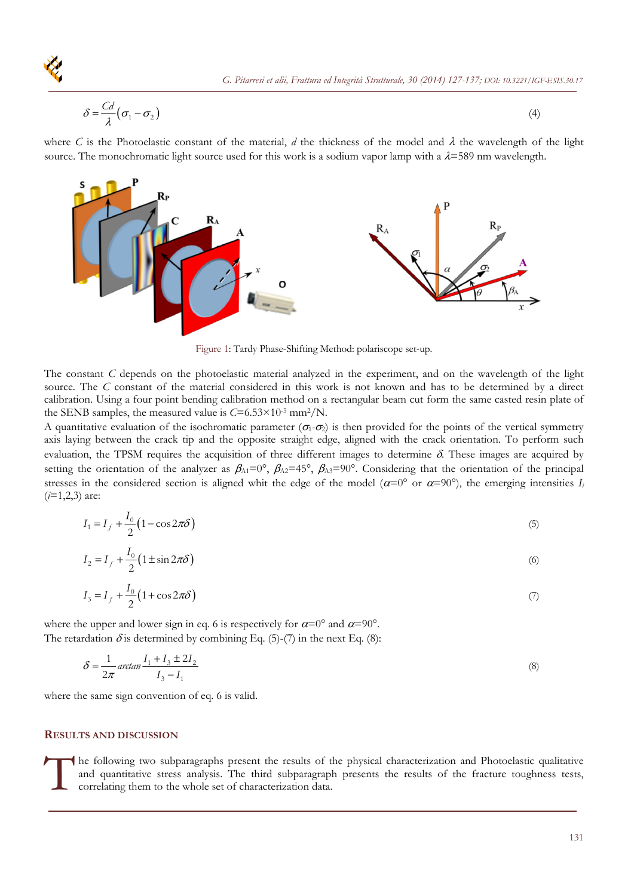$$\delta = \frac{Cd}{\lambda}\left(\sigma_1 - \sigma_2\right) \tag{4}$$

where $C$ is the Photoelastic constant of the material, $d$ the thickness of the model and $\lambda$ the wavelength of the light source. The monochromatic light source used for this work is a sodium vapor lamp with a $\lambda$=589 nm wavelength.

Figure 1: Tardy Phase-Shifting Method: polariscope set-up.

The constant $C$ depends on the photoelastic material analyzed in the experiment, and on the wavelength of the light source. The $C$ constant of the material considered in this work is not known and has to be determined by a direct calibration. Using a four point bending calibration method on a rectangular beam cut form the same casted resin plate of the SENB samples, the measured value is $C$=6.53×10$^{-5}$ mm$^2$/N.

A quantitative evaluation of the isochromatic parameter ($\sigma_1$-$\sigma_2$) is then provided for the points of the vertical symmetry axis laying between the crack tip and the opposite straight edge, aligned with the crack orientation. To perform such evaluation, the TPSM requires the acquisition of three different images to determine $\delta$. These images are acquired by setting the orientation of the analyzer as $\beta_{A1}$=0°, $\beta_{A2}$=45°, $\beta_{A3}$=90°. Considering that the orientation of the principal stresses in the considered section is aligned whit the edge of the model ($\alpha$=0° or $\alpha$=90°), the emerging intensities $I_i$ ($i$=1,2,3) are:

$$I_1 = I_f + \frac{I_0}{2}\left(1 - \cos 2\pi\delta\right) \tag{5}$$

$$I_2 = I_f + \frac{I_0}{2}\left(1 \pm \sin 2\pi\delta\right) \tag{6}$$

$$I_3 = I_f + \frac{I_0}{2}\left(1 + \cos 2\pi\delta\right) \tag{7}$$

where the upper and lower sign in eq. 6 is respectively for $\alpha$=0° and $\alpha$=90°.

The retardation $\delta$ is determined by combining Eq. (5)-(7) in the next Eq. (8):

$$\delta = \frac{1}{2\pi} \arctan \frac{I_1 + I_3 \pm 2I_2}{I_3 - I_1} \tag{8}$$

where the same sign convention of eq. 6 is valid.

## RESULTS AND DISCUSSION

The following two subparagraphs present the results of the physical characterization and Photoelastic qualitative and quantitative stress analysis. The third subparagraph presents the results of the fracture toughness tests, correlating them to the whole set of characterization data.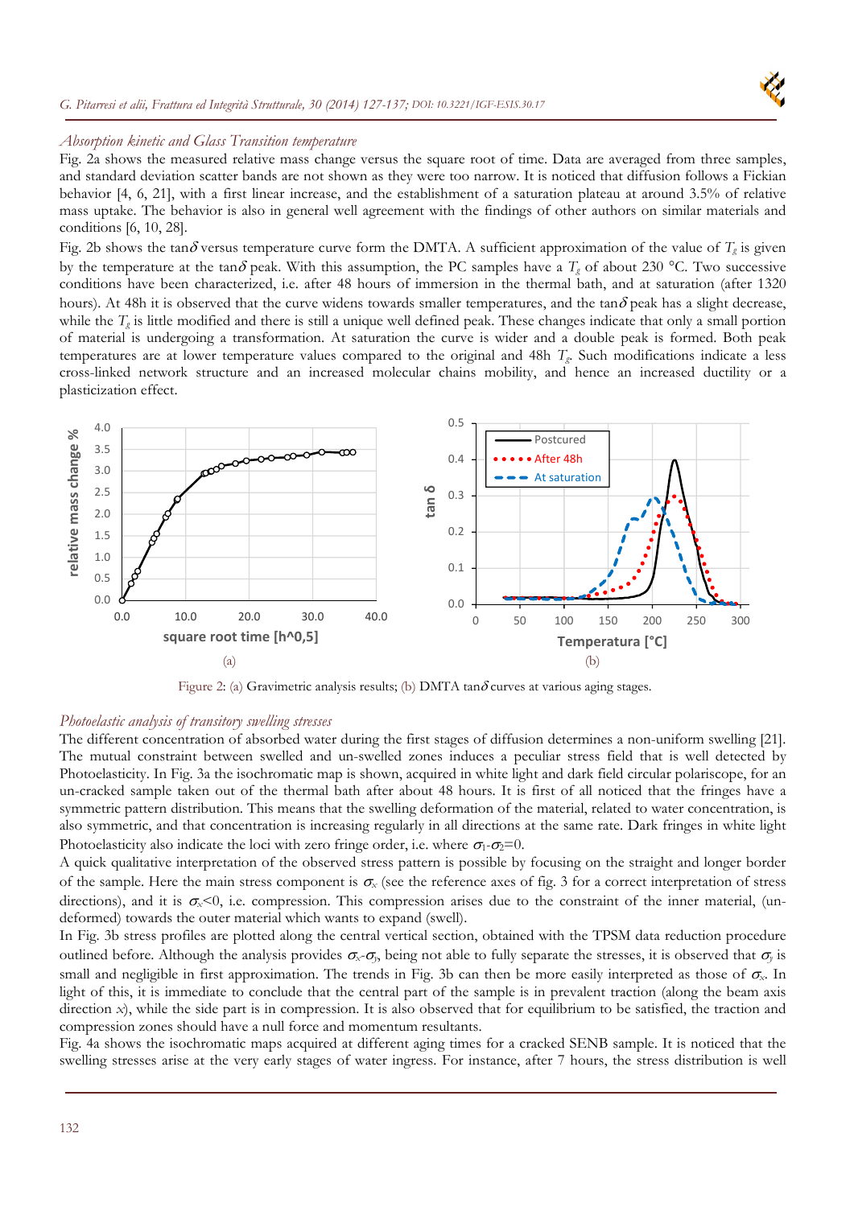### *Absorption kinetic and Glass Transition temperature*

Fig. 2a shows the measured relative mass change versus the square root of time. Data are averaged from three samples, and standard deviation scatter bands are not shown as they were too narrow. It is noticed that diffusion follows a Fickian behavior [4, 6, 21], with a first linear increase, and the establishment of a saturation plateau at around 3.5% of relative mass uptake. The behavior is also in general well agreement with the findings of other authors on similar materials and conditions [6, 10, 28].

Fig. 2b shows the tan$\delta$ versus temperature curve form the DMTA. A sufficient approximation of the value of $T_g$ is given by the temperature at the tan$\delta$ peak. With this assumption, the PC samples have a $T_g$ of about 230 °C. Two successive conditions have been characterized, i.e. after 48 hours of immersion in the thermal bath, and at saturation (after 1320 hours). At 48h it is observed that the curve widens towards smaller temperatures, and the tan$\delta$ peak has a slight decrease, while the $T_g$ is little modified and there is still a unique well defined peak. These changes indicate that only a small portion of material is undergoing a transformation. At saturation the curve is wider and a double peak is formed. Both peak temperatures are at lower temperature values compared to the original and 48h $T_g$. Such modifications indicate a less cross-linked network structure and an increased molecular chains mobility, and hence an increased ductility or a plasticization effect.

Figure 2: (a) Gravimetric analysis results; (b) DMTA tan$\delta$ curves at various aging stages.

### *Photoelastic analysis of transitory swelling stresses*

The different concentration of absorbed water during the first stages of diffusion determines a non-uniform swelling [21]. The mutual constraint between swelled and un-swelled zones induces a peculiar stress field that is well detected by Photoelasticity. In Fig. 3a the isochromatic map is shown, acquired in white light and dark field circular polariscope, for an un-cracked sample taken out of the thermal bath after about 48 hours. It is first of all noticed that the fringes have a symmetric pattern distribution. This means that the swelling deformation of the material, related to water concentration, is also symmetric, and that concentration is increasing regularly in all directions at the same rate. Dark fringes in white light Photoelasticity also indicate the loci with zero fringe order, i.e. where $\sigma_1$-$\sigma_2$=0.

A quick qualitative interpretation of the observed stress pattern is possible by focusing on the straight and longer border of the sample. Here the main stress component is $\sigma_x$ (see the reference axes of fig. 3 for a correct interpretation of stress directions), and it is $\sigma_x$<0, i.e. compression. This compression arises due to the constraint of the inner material, (un-deformed) towards the outer material which wants to expand (swell).

In Fig. 3b stress profiles are plotted along the central vertical section, obtained with the TPSM data reduction procedure outlined before. Although the analysis provides $\sigma_x$-$\sigma_y$, being not able to fully separate the stresses, it is observed that $\sigma_y$ is small and negligible in first approximation. The trends in Fig. 3b can then be more easily interpreted as those of $\sigma_x$. In light of this, it is immediate to conclude that the central part of the sample is in prevalent traction (along the beam axis direction $x$), while the side part is in compression. It is also observed that for equilibrium to be satisfied, the traction and compression zones should have a null force and momentum resultants.

Fig. 4a shows the isochromatic maps acquired at different aging times for a cracked SENB sample. It is noticed that the swelling stresses arise at the very early stages of water ingress. For instance, after 7 hours, the stress distribution is well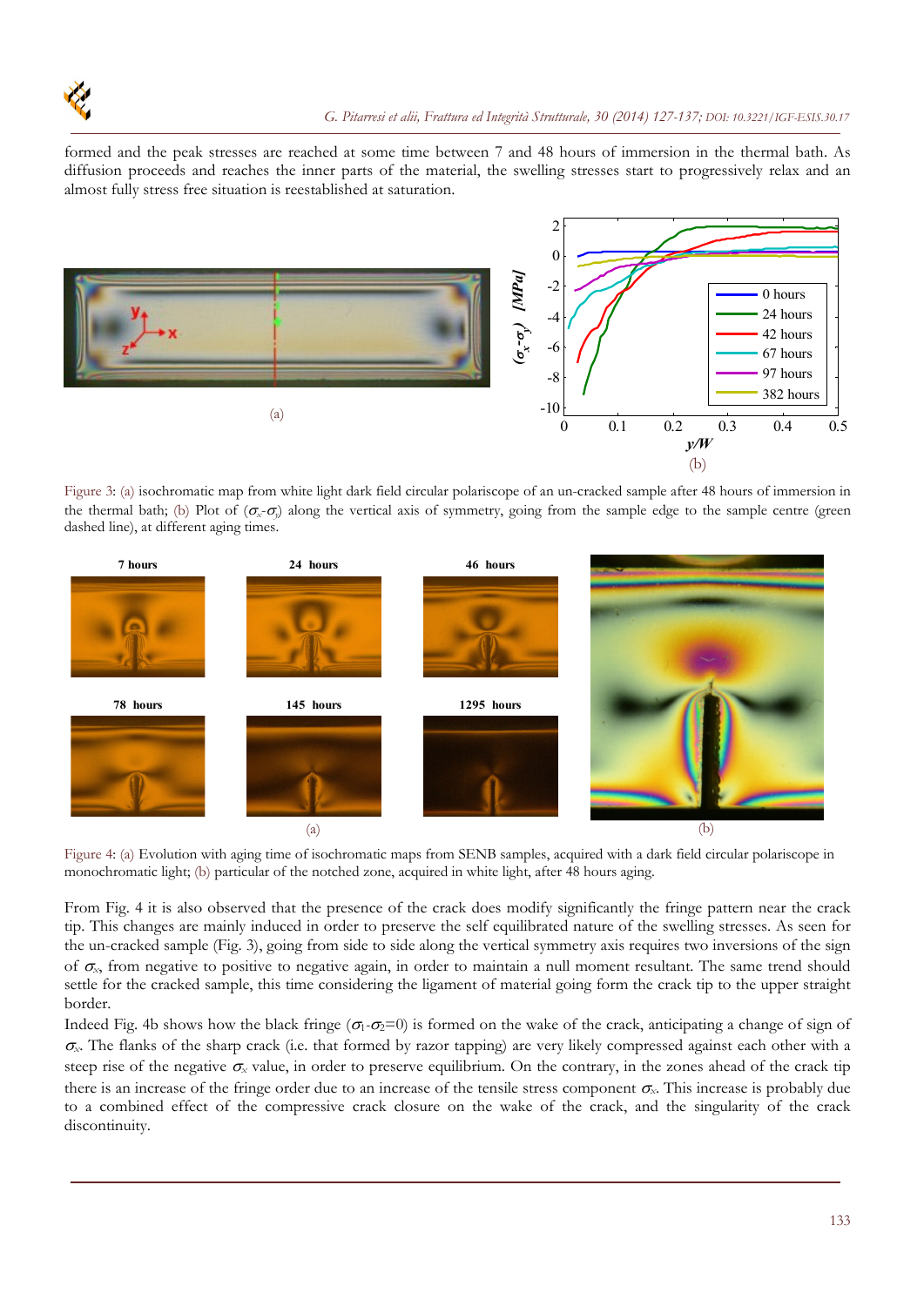formed and the peak stresses are reached at some time between 7 and 48 hours of immersion in the thermal bath. As diffusion proceeds and reaches the inner parts of the material, the swelling stresses start to progressively relax and an almost fully stress free situation is reestablished at saturation.

Figure 3: (a) isochromatic map from white light dark field circular polariscope of an un-cracked sample after 48 hours of immersion in the thermal bath; (b) Plot of ($\sigma_x$-$\sigma_y$) along the vertical axis of symmetry, going from the sample edge to the sample centre (green dashed line), at different aging times.

Figure 4: (a) Evolution with aging time of isochromatic maps from SENB samples, acquired with a dark field circular polariscope in monochromatic light; (b) particular of the notched zone, acquired in white light, after 48 hours aging.

From Fig. 4 it is also observed that the presence of the crack does modify significantly the fringe pattern near the crack tip. This changes are mainly induced in order to preserve the self equilibrated nature of the swelling stresses. As seen for the un-cracked sample (Fig. 3), going from side to side along the vertical symmetry axis requires two inversions of the sign of $\sigma_x$, from negative to positive to negative again, in order to maintain a null moment resultant. The same trend should settle for the cracked sample, this time considering the ligament of material going form the crack tip to the upper straight border.

Indeed Fig. 4b shows how the black fringe ($\sigma_1$-$\sigma_2$=0) is formed on the wake of the crack, anticipating a change of sign of $\sigma_x$. The flanks of the sharp crack (i.e. that formed by razor tapping) are very likely compressed against each other with a steep rise of the negative $\sigma_x$ value, in order to preserve equilibrium. On the contrary, in the zones ahead of the crack tip there is an increase of the fringe order due to an increase of the tensile stress component $\sigma_x$. This increase is probably due to a combined effect of the compressive crack closure on the wake of the crack, and the singularity of the crack discontinuity.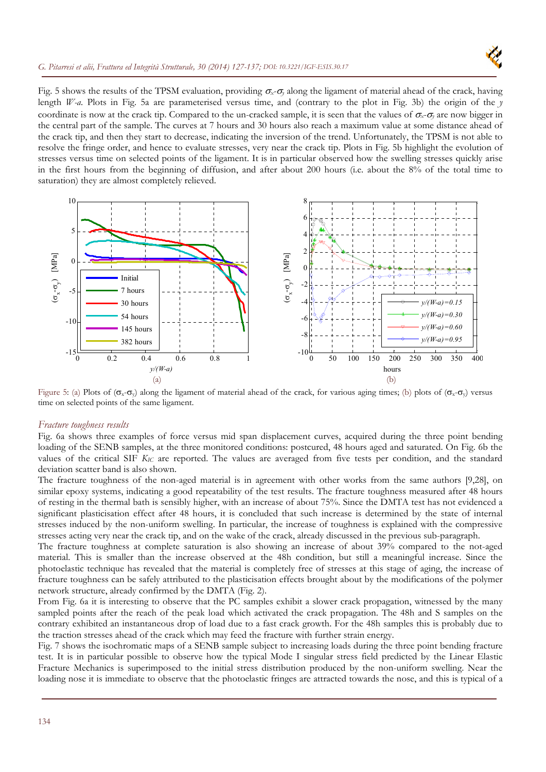Fig. 5 shows the results of the TPSM evaluation, providing $\sigma_x$-$\sigma_y$ along the ligament of material ahead of the crack, having length *W-a*. Plots in Fig. 5a are parameterised versus time, and (contrary to the plot in Fig. 3b) the origin of the *y* coordinate is now at the crack tip. Compared to the un-cracked sample, it is seen that the values of $\sigma_x$-$\sigma_y$ are now bigger in the central part of the sample. The curves at 7 hours and 30 hours also reach a maximum value at some distance ahead of the crack tip, and then they start to decrease, indicating the inversion of the trend. Unfortunately, the TPSM is not able to resolve the fringe order, and hence to evaluate stresses, very near the crack tip. Plots in Fig. 5b highlight the evolution of stresses versus time on selected points of the ligament. It is in particular observed how the swelling stresses quickly arise in the first hours from the beginning of diffusion, and after about 200 hours (i.e. about the 8% of the total time to saturation) they are almost completely relieved.

Figure 5: (a) Plots of ($\sigma_x$-$\sigma_y$) along the ligament of material ahead of the crack, for various aging times; (b) plots of ($\sigma_x$-$\sigma_y$) versus time on selected points of the same ligament.

### *Fracture toughness results*

Fig. 6a shows three examples of force versus mid span displacement curves, acquired during the three point bending loading of the SENB samples, at the three monitored conditions: postcured, 48 hours aged and saturated. On Fig. 6b the values of the critical SIF $K_{IC}$ are reported. The values are averaged from five tests per condition, and the standard deviation scatter band is also shown.

The fracture toughness of the non-aged material is in agreement with other works from the same authors [9,28], on similar epoxy systems, indicating a good repeatability of the test results. The fracture toughness measured after 48 hours of resting in the thermal bath is sensibly higher, with an increase of about 75%. Since the DMTA test has not evidenced a significant plasticisation effect after 48 hours, it is concluded that such increase is determined by the state of internal stresses induced by the non-uniform swelling. In particular, the increase of toughness is explained with the compressive stresses acting very near the crack tip, and on the wake of the crack, already discussed in the previous sub-paragraph.

The fracture toughness at complete saturation is also showing an increase of about 39% compared to the not-aged material. This is smaller than the increase observed at the 48h condition, but still a meaningful increase. Since the photoelastic technique has revealed that the material is completely free of stresses at this stage of aging, the increase of fracture toughness can be safely attributed to the plasticisation effects brought about by the modifications of the polymer network structure, already confirmed by the DMTA (Fig. 2).

From Fig. 6a it is interesting to observe that the PC samples exhibit a slower crack propagation, witnessed by the many sampled points after the reach of the peak load which activated the crack propagation. The 48h and S samples on the contrary exhibited an instantaneous drop of load due to a fast crack growth. For the 48h samples this is probably due to the traction stresses ahead of the crack which may feed the fracture with further strain energy.

Fig. 7 shows the isochromatic maps of a SENB sample subject to increasing loads during the three point bending fracture test. It is in particular possible to observe how the typical Mode I singular stress field predicted by the Linear Elastic Fracture Mechanics is superimposed to the initial stress distribution produced by the non-uniform swelling. Near the loading nose it is immediate to observe that the photoelastic fringes are attracted towards the nose, and this is typical of a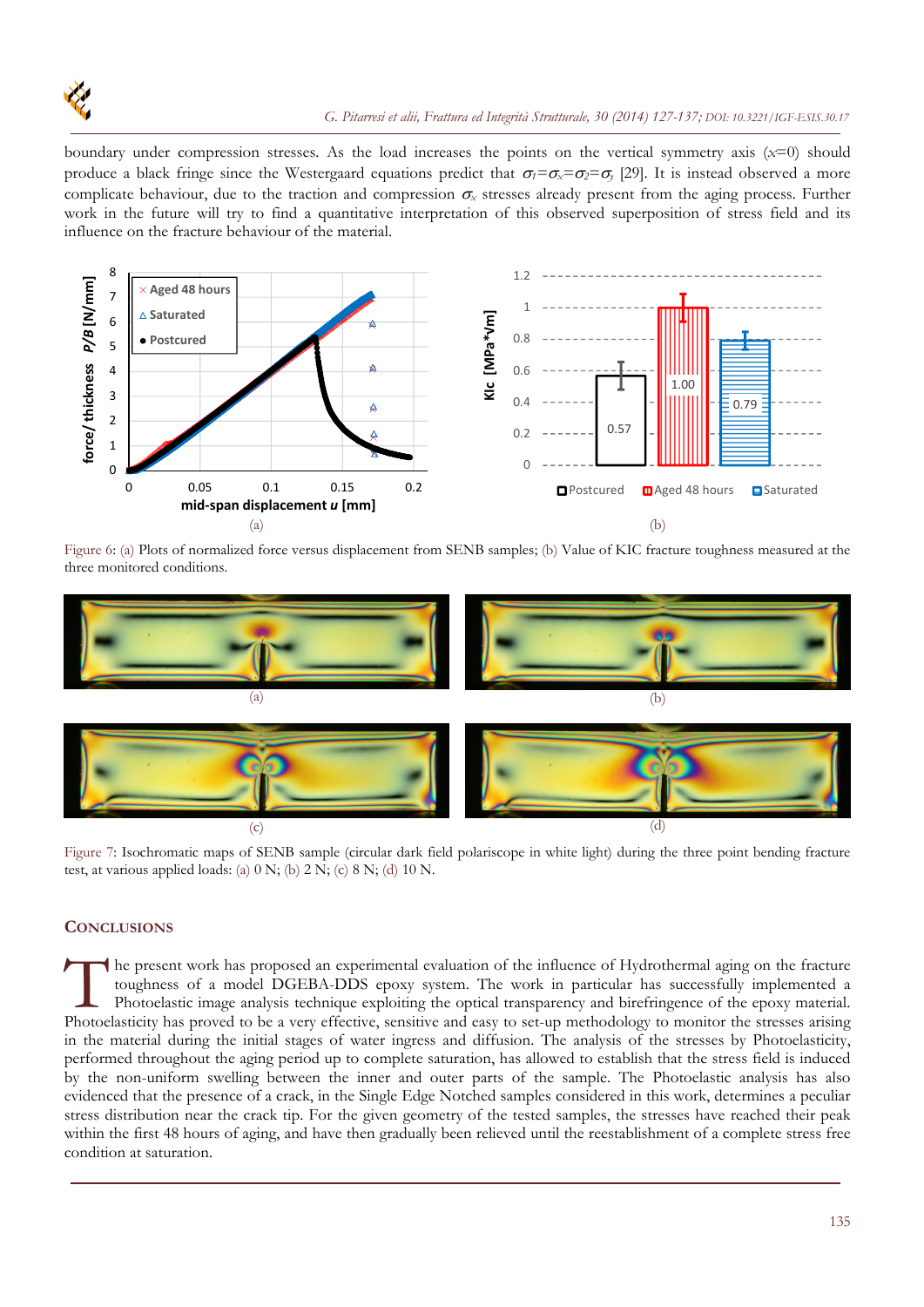boundary under compression stresses. As the load increases the points on the vertical symmetry axis ($x$=0) should produce a black fringe since the Westergaard equations predict that $\sigma_1=\sigma_x=\sigma_2=\sigma_y$ [29]. It is instead observed a more complicate behaviour, due to the traction and compression $\sigma_x$ stresses already present from the aging process. Further work in the future will try to find a quantitative interpretation of this observed superposition of stress field and its influence on the fracture behaviour of the material.

Figure 6: (a) Plots of normalized force versus displacement from SENB samples; (b) Value of KIC fracture toughness measured at the three monitored conditions.

Figure 7: Isochromatic maps of SENB sample (circular dark field polariscope in white light) during the three point bending fracture test, at various applied loads: (a) 0 N; (b) 2 N; (c) 8 N; (d) 10 N.

## CONCLUSIONS

The present work has proposed an experimental evaluation of the influence of Hydrothermal aging on the fracture toughness of a model DGEBA-DDS epoxy system. The work in particular has successfully implemented a Photoelastic image analysis technique exploiting the optical transparency and birefringence of the epoxy material. Photoelasticity has proved to be a very effective, sensitive and easy to set-up methodology to monitor the stresses arising in the material during the initial stages of water ingress and diffusion. The analysis of the stresses by Photoelasticity, performed throughout the aging period up to complete saturation, has allowed to establish that the stress field is induced by the non-uniform swelling between the inner and outer parts of the sample. The Photoelastic analysis has also evidenced that the presence of a crack, in the Single Edge Notched samples considered in this work, determines a peculiar stress distribution near the crack tip. For the given geometry of the tested samples, the stresses have reached their peak within the first 48 hours of aging, and have then gradually been relieved until the reestablishment of a complete stress free condition at saturation.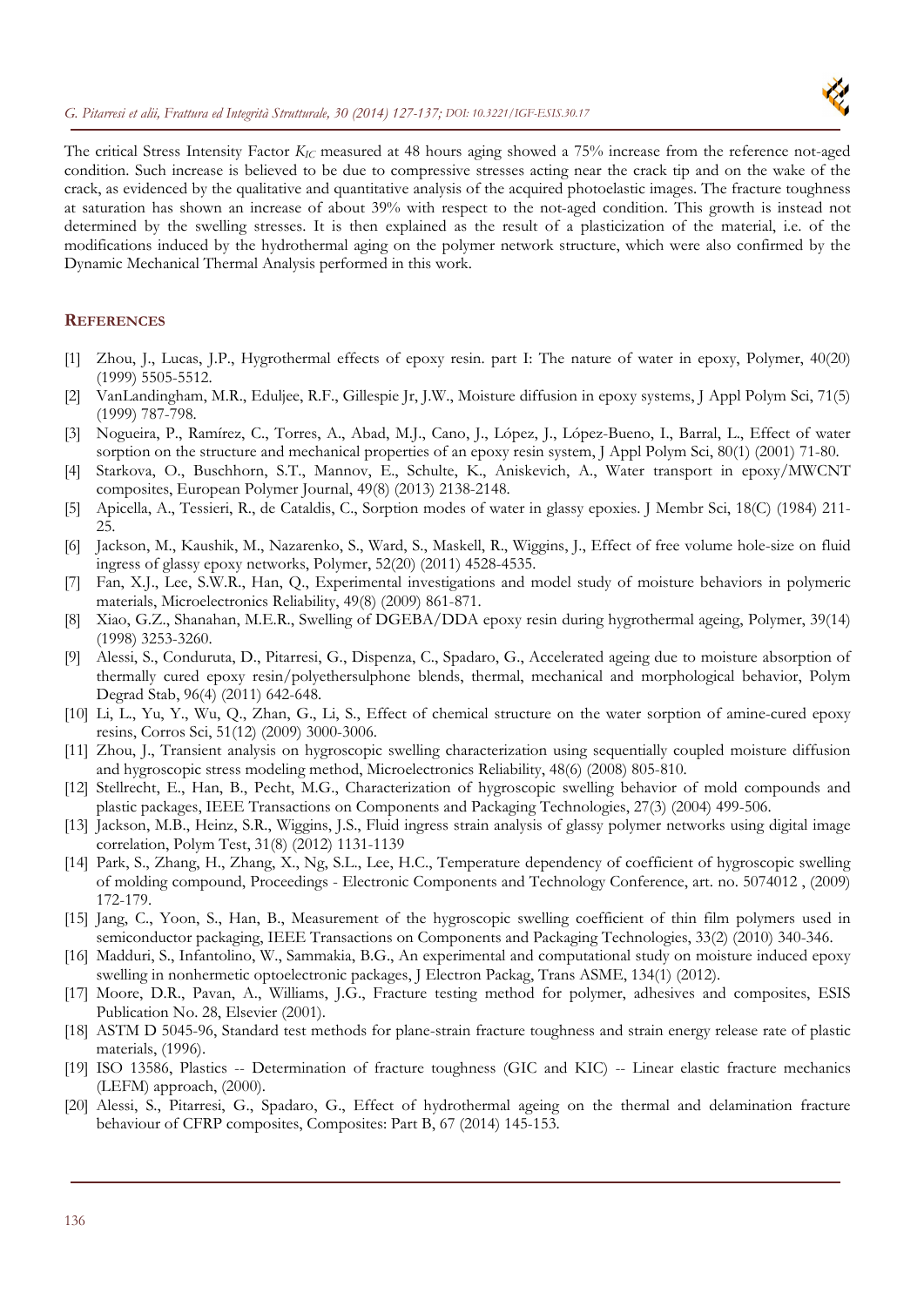The critical Stress Intensity Factor $K_{IC}$ measured at 48 hours aging showed a 75% increase from the reference not-aged condition. Such increase is believed to be due to compressive stresses acting near the crack tip and on the wake of the crack, as evidenced by the qualitative and quantitative analysis of the acquired photoelastic images. The fracture toughness at saturation has shown an increase of about 39% with respect to the not-aged condition. This growth is instead not determined by the swelling stresses. It is then explained as the result of a plasticization of the material, i.e. of the modifications induced by the hydrothermal aging on the polymer network structure, which were also confirmed by the Dynamic Mechanical Thermal Analysis performed in this work.

## REFERENCES

[1] Zhou, J., Lucas, J.P., Hygrothermal effects of epoxy resin. part I: The nature of water in epoxy, Polymer, 40(20) (1999) 5505-5512.

[2] VanLandingham, M.R., Eduljee, R.F., Gillespie Jr, J.W., Moisture diffusion in epoxy systems, J Appl Polym Sci, 71(5) (1999) 787-798.

[3] Nogueira, P., Ramírez, C., Torres, A., Abad, M.J., Cano, J., López, J., López-Bueno, I., Barral, L., Effect of water sorption on the structure and mechanical properties of an epoxy resin system, J Appl Polym Sci, 80(1) (2001) 71-80.

[4] Starkova, O., Buschhorn, S.T., Mannov, E., Schulte, K., Aniskevich, A., Water transport in epoxy/MWCNT composites, European Polymer Journal, 49(8) (2013) 2138-2148.

[5] Apicella, A., Tessieri, R., de Cataldis, C., Sorption modes of water in glassy epoxies. J Membr Sci, 18(C) (1984) 211-25.

[6] Jackson, M., Kaushik, M., Nazarenko, S., Ward, S., Maskell, R., Wiggins, J., Effect of free volume hole-size on fluid ingress of glassy epoxy networks, Polymer, 52(20) (2011) 4528-4535.

[7] Fan, X.J., Lee, S.W.R., Han, Q., Experimental investigations and model study of moisture behaviors in polymeric materials, Microelectronics Reliability, 49(8) (2009) 861-871.

[8] Xiao, G.Z., Shanahan, M.E.R., Swelling of DGEBA/DDA epoxy resin during hygrothermal ageing, Polymer, 39(14) (1998) 3253-3260.

[9] Alessi, S., Conduruta, D., Pitarresi, G., Dispenza, C., Spadaro, G., Accelerated ageing due to moisture absorption of thermally cured epoxy resin/polyethersulphone blends, thermal, mechanical and morphological behavior, Polym Degrad Stab, 96(4) (2011) 642-648.

[10] Li, L., Yu, Y., Wu, Q., Zhan, G., Li, S., Effect of chemical structure on the water sorption of amine-cured epoxy resins, Corros Sci, 51(12) (2009) 3000-3006.

[11] Zhou, J., Transient analysis on hygroscopic swelling characterization using sequentially coupled moisture diffusion and hygroscopic stress modeling method, Microelectronics Reliability, 48(6) (2008) 805-810.

[12] Stellrecht, E., Han, B., Pecht, M.G., Characterization of hygroscopic swelling behavior of mold compounds and plastic packages, IEEE Transactions on Components and Packaging Technologies, 27(3) (2004) 499-506.

[13] Jackson, M.B., Heinz, S.R., Wiggins, J.S., Fluid ingress strain analysis of glassy polymer networks using digital image correlation, Polym Test, 31(8) (2012) 1131-1139

[14] Park, S., Zhang, H., Zhang, X., Ng, S.L., Lee, H.C., Temperature dependency of coefficient of hygroscopic swelling of molding compound, Proceedings - Electronic Components and Technology Conference, art. no. 5074012 , (2009) 172-179.

[15] Jang, C., Yoon, S., Han, B., Measurement of the hygroscopic swelling coefficient of thin film polymers used in semiconductor packaging, IEEE Transactions on Components and Packaging Technologies, 33(2) (2010) 340-346.

[16] Madduri, S., Infantolino, W., Sammakia, B.G., An experimental and computational study on moisture induced epoxy swelling in nonhermetic optoelectronic packages, J Electron Packag, Trans ASME, 134(1) (2012).

[17] Moore, D.R., Pavan, A., Williams, J.G., Fracture testing method for polymer, adhesives and composites, ESIS Publication No. 28, Elsevier (2001).

[18] ASTM D 5045-96, Standard test methods for plane-strain fracture toughness and strain energy release rate of plastic materials, (1996).

[19] ISO 13586, Plastics -- Determination of fracture toughness (GIC and KIC) -- Linear elastic fracture mechanics (LEFM) approach, (2000).

[20] Alessi, S., Pitarresi, G., Spadaro, G., Effect of hydrothermal ageing on the thermal and delamination fracture behaviour of CFRP composites, Composites: Part B, 67 (2014) 145-153.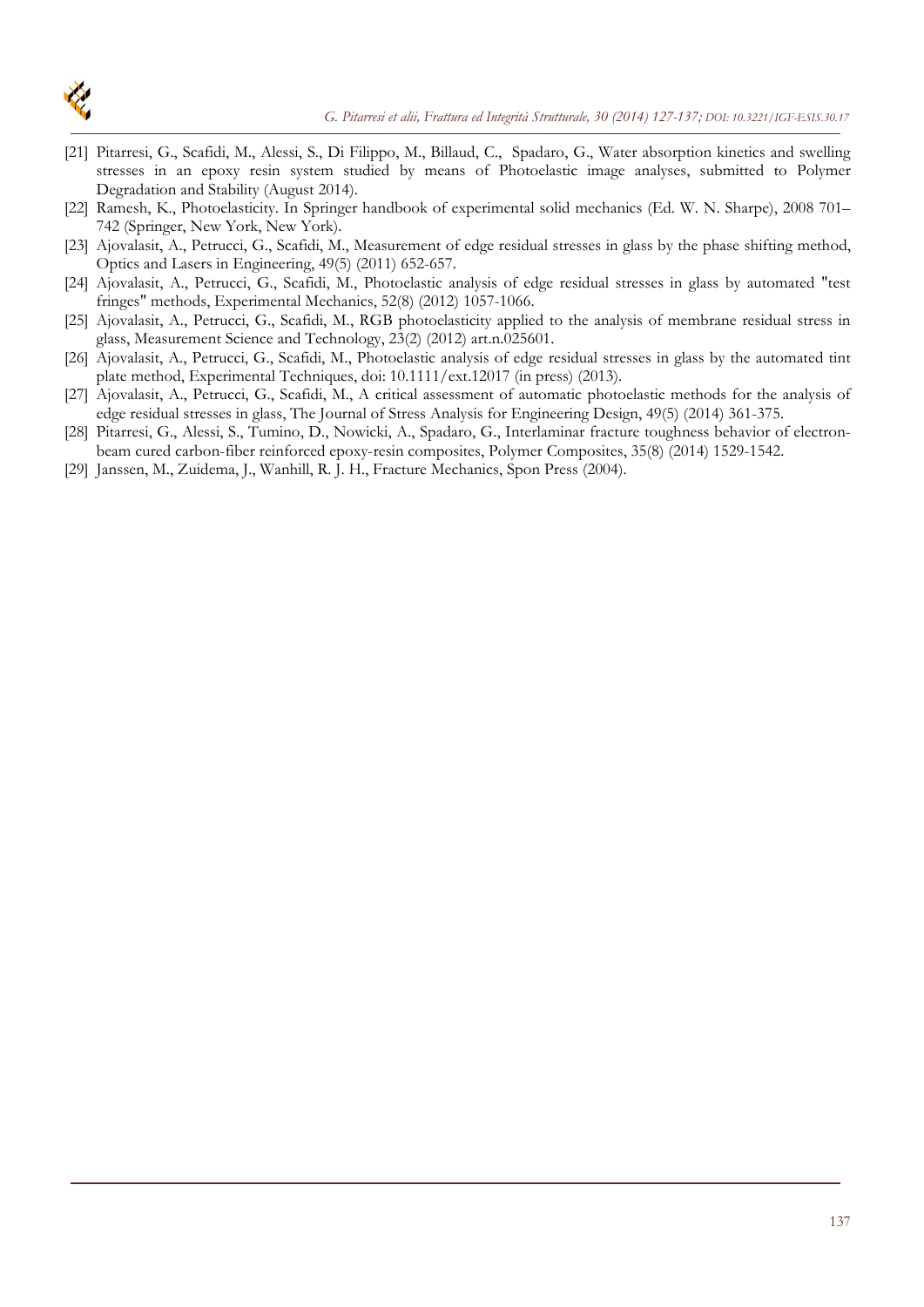[21] Pitarresi, G., Scafidi, M., Alessi, S., Di Filippo, M., Billaud, C., Spadaro, G., Water absorption kinetics and swelling stresses in an epoxy resin system studied by means of Photoelastic image analyses, submitted to Polymer Degradation and Stability (August 2014).

[22] Ramesh, K., Photoelasticity. In Springer handbook of experimental solid mechanics (Ed. W. N. Sharpe), 2008 701–742 (Springer, New York, New York).

[23] Ajovalasit, A., Petrucci, G., Scafidi, M., Measurement of edge residual stresses in glass by the phase shifting method, Optics and Lasers in Engineering, 49(5) (2011) 652-657.

[24] Ajovalasit, A., Petrucci, G., Scafidi, M., Photoelastic analysis of edge residual stresses in glass by automated "test fringes" methods, Experimental Mechanics, 52(8) (2012) 1057-1066.

[25] Ajovalasit, A., Petrucci, G., Scafidi, M., RGB photoelasticity applied to the analysis of membrane residual stress in glass, Measurement Science and Technology, 23(2) (2012) art.n.025601.

[26] Ajovalasit, A., Petrucci, G., Scafidi, M., Photoelastic analysis of edge residual stresses in glass by the automated tint plate method, Experimental Techniques, doi: 10.1111/ext.12017 (in press) (2013).

[27] Ajovalasit, A., Petrucci, G., Scafidi, M., A critical assessment of automatic photoelastic methods for the analysis of edge residual stresses in glass, The Journal of Stress Analysis for Engineering Design, 49(5) (2014) 361-375.

[28] Pitarresi, G., Alessi, S., Tumino, D., Nowicki, A., Spadaro, G., Interlaminar fracture toughness behavior of electron-beam cured carbon-fiber reinforced epoxy-resin composites, Polymer Composites, 35(8) (2014) 1529-1542.

[29] Janssen, M., Zuidema, J., Wanhill, R. J. H., Fracture Mechanics, Spon Press (2004).